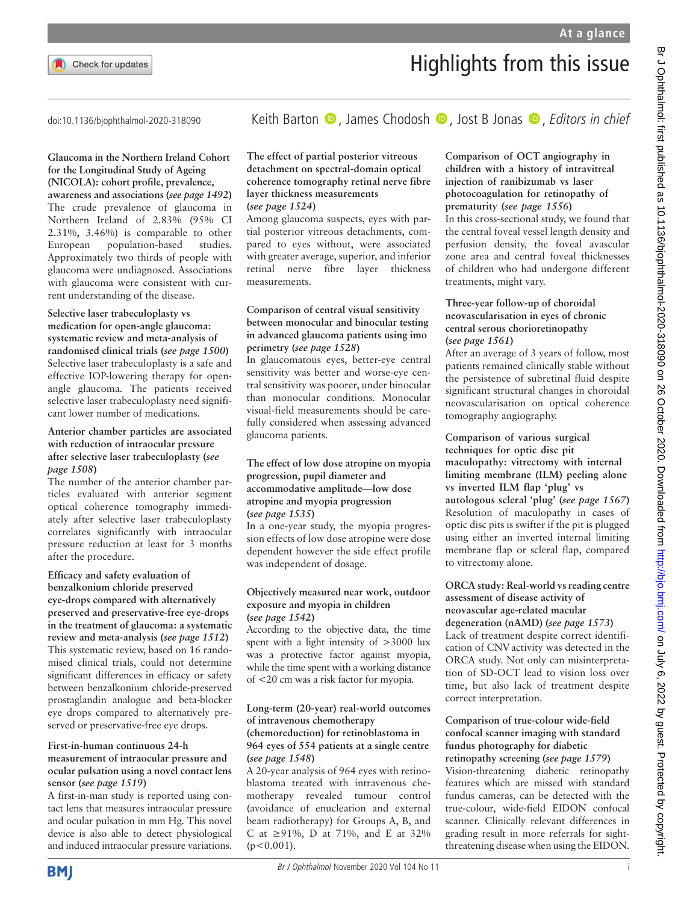# Highlights from this issue

doi:10.1136/bjophthalmol-2020-318090

Keith Barton, James Chodosh, Jost B Jonas, *Editors in chief*

**Glaucoma in the Northern Ireland Cohort for the Longitudinal Study of Ageing (NICOLA): cohort profile, prevalence, awareness and associations (*see page 1492*)**
The crude prevalence of glaucoma in Northern Ireland of 2.83% (95% CI 2.31%, 3.46%) is comparable to other European population-based studies. Approximately two thirds of people with glaucoma were undiagnosed. Associations with glaucoma were consistent with current understanding of the disease.

**Selective laser trabeculoplasty vs medication for open-angle glaucoma: systematic review and meta-analysis of randomised clinical trials (*see page 1500*)**
Selective laser trabeculoplasty is a safe and effective IOP-lowering therapy for open-angle glaucoma. The patients received selective laser trabeculoplasty need significant lower number of medications.

**Anterior chamber particles are associated with reduction of intraocular pressure after selective laser trabeculoplasty (*see page 1508*)**
The number of the anterior chamber particles evaluated with anterior segment optical coherence tomography immediately after selective laser trabeculoplasty correlates significantly with intraocular pressure reduction at least for 3 months after the procedure.

**Efficacy and safety evaluation of benzalkonium chloride preserved eye-drops compared with alternatively preserved and preservative-free eye-drops in the treatment of glaucoma: a systematic review and meta-analysis (*see page 1512*)**
This systematic review, based on 16 randomised clinical trials, could not determine significant differences in efficacy or safety between benzalkonium chloride-preserved prostaglandin analogue and beta-blocker eye drops compared to alternatively preserved or preservative-free eye drops.

**First-in-human continuous 24-h measurement of intraocular pressure and ocular pulsation using a novel contact lens sensor (*see page 1519*)**
A first-in-man study is reported using contact lens that measures intraocular pressure and ocular pulsation in mm Hg. This novel device is also able to detect physiological and induced intraocular pressure variations.

**The effect of partial posterior vitreous detachment on spectral-domain optical coherence tomography retinal nerve fibre layer thickness measurements (*see page 1524*)**
Among glaucoma suspects, eyes with partial posterior vitreous detachments, compared to eyes without, were associated with greater average, superior, and inferior retinal nerve fibre layer thickness measurements.

**Comparison of central visual sensitivity between monocular and binocular testing in advanced glaucoma patients using imo perimetry (*see page 1528*)**
In glaucomatous eyes, better-eye central sensitivity was better and worse-eye central sensitivity was poorer, under binocular than monocular conditions. Monocular visual-field measurements should be carefully considered when assessing advanced glaucoma patients.

**The effect of low dose atropine on myopia progression, pupil diameter and accommodative amplitude—low dose atropine and myopia progression (*see page 1535*)**
In a one-year study, the myopia progression effects of low dose atropine were dose dependent however the side effect profile was independent of dosage.

**Objectively measured near work, outdoor exposure and myopia in children (*see page 1542*)**
According to the objective data, the time spent with a light intensity of >3000 lux was a protective factor against myopia, while the time spent with a working distance of <20 cm was a risk factor for myopia.

**Long-term (20-year) real-world outcomes of intravenous chemotherapy (chemoreduction) for retinoblastoma in 964 eyes of 554 patients at a single centre (*see page 1548*)**
A 20-year analysis of 964 eyes with retinoblastoma treated with intravenous chemotherapy revealed tumour control (avoidance of enucleation and external beam radiotherapy) for Groups A, B, and C at ≥91%, D at 71%, and E at 32% ($p<0.001$).

**Comparison of OCT angiography in children with a history of intravitreal injection of ranibizumab vs laser photocoagulation for retinopathy of prematurity (*see page 1556*)**
In this cross-sectional study, we found that the central foveal vessel length density and perfusion density, the foveal avascular zone area and central foveal thicknesses of children who had undergone different treatments, might vary.

**Three-year follow-up of choroidal neovascularisation in eyes of chronic central serous chorioretinopathy (*see page 1561*)**
After an average of 3 years of follow, most patients remained clinically stable without the persistence of subretinal fluid despite significant structural changes in choroidal neovascularisation on optical coherence tomography angiography.

**Comparison of various surgical techniques for optic disc pit maculopathy: vitrectomy with internal limiting membrane (ILM) peeling alone vs inverted ILM flap 'plug' vs autologous scleral 'plug' (*see page 1567*)**
Resolution of maculopathy in cases of optic disc pits is swifter if the pit is plugged using either an inverted internal limiting membrane flap or scleral flap, compared to vitrectomy alone.

**ORCA study: Real-world vs reading centre assessment of disease activity of neovascular age-related macular degeneration (nAMD) (*see page 1573*)**
Lack of treatment despite correct identification of CNV activity was detected in the ORCA study. Not only can misinterpretation of SD-OCT lead to vision loss over time, but also lack of treatment despite correct interpretation.

**Comparison of true-colour wide-field confocal scanner imaging with standard fundus photography for diabetic retinopathy screening (*see page 1579*)**
Vision-threatening diabetic retinopathy features which are missed with standard fundus cameras, can be detected with the true-colour, wide-field EIDON confocal scanner. Clinically relevant differences in grading result in more referrals for sight-threatening disease when using the EIDON.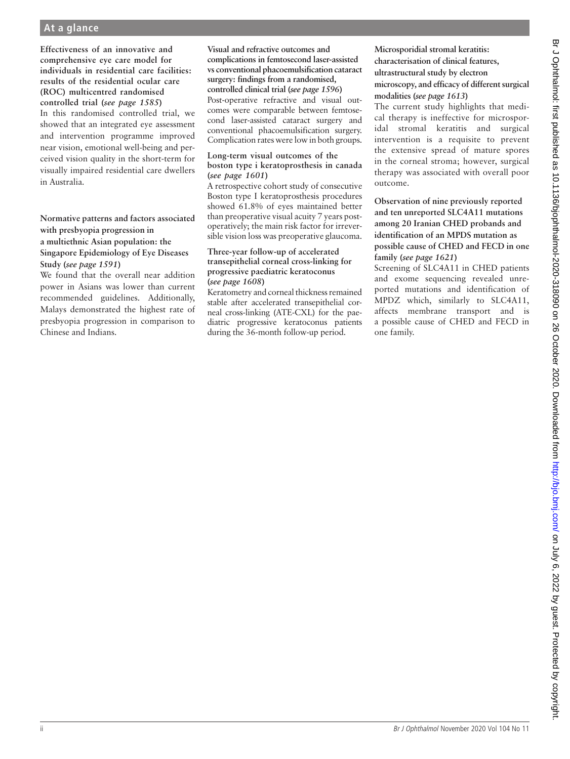## At a glance

**Effectiveness of an innovative and comprehensive eye care model for individuals in residential care facilities: results of the residential ocular care (ROC) multicentred randomised controlled trial (*see page 1585*)**

In this randomised controlled trial, we showed that an integrated eye assessment and intervention programme improved near vision, emotional well-being and perceived vision quality in the short-term for visually impaired residential care dwellers in Australia.

**Normative patterns and factors associated with presbyopia progression in a multiethnic Asian population: the Singapore Epidemiology of Eye Diseases Study (*see page 1591*)**

We found that the overall near addition power in Asians was lower than current recommended guidelines. Additionally, Malays demonstrated the highest rate of presbyopia progression in comparison to Chinese and Indians.

**Visual and refractive outcomes and complications in femtosecond laser-assisted vs conventional phacoemulsification cataract surgery: findings from a randomised, controlled clinical trial (*see page 1596*)**

Post-operative refractive and visual outcomes were comparable between femtosecond laser-assisted cataract surgery and conventional phacoemulsification surgery. Complication rates were low in both groups.

**Long-term visual outcomes of the boston type i keratoprosthesis in canada (*see page 1601*)**

A retrospective cohort study of consecutive Boston type I keratoprosthesis procedures showed 61.8% of eyes maintained better than preoperative visual acuity 7 years postoperatively; the main risk factor for irreversible vision loss was preoperative glaucoma.

**Three-year follow-up of accelerated transepithelial corneal cross-linking for progressive paediatric keratoconus (*see page 1608*)**

Keratometry and corneal thickness remained stable after accelerated transepithelial corneal cross-linking (ATE-CXL) for the paediatric progressive keratoconus patients during the 36-month follow-up period.

**Microsporidial stromal keratitis: characterisation of clinical features, ultrastructural study by electron microscopy, and efficacy of different surgical modalities (*see page 1613*)**

The current study highlights that medical therapy is ineffective for microsporidial stromal keratitis and surgical intervention is a requisite to prevent the extensive spread of mature spores in the corneal stroma; however, surgical therapy was associated with overall poor outcome.

**Observation of nine previously reported and ten unreported SLC4A11 mutations among 20 Iranian CHED probands and identification of an MPDS mutation as possible cause of CHED and FECD in one family (*see page 1621*)**

Screening of SLC4A11 in CHED patients and exome sequencing revealed unreported mutations and identification of MPDZ which, similarly to SLC4A11, affects membrane transport and is a possible cause of CHED and FECD in one family.